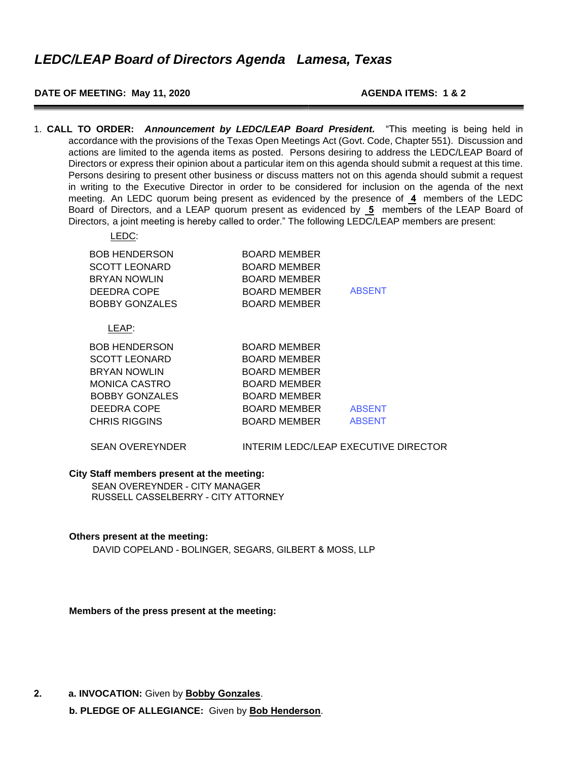# *LEDC/LEAP Board of Directors Agenda   Lamesa, Texas*

**DATE OF MEETING: May 11, 2020** **AGENDA ITEMS: 1 & 2**

---

1. **CALL TO ORDER:** ***Announcement by LEDC/LEAP Board President.*** "This meeting is being held in accordance with the provisions of the Texas Open Meetings Act (Govt. Code, Chapter 551). Discussion and actions are limited to the agenda items as posted. Persons desiring to address the LEDC/LEAP Board of Directors or express their opinion about a particular item on this agenda should submit a request at this time. Persons desiring to present other business or discuss matters not on this agenda should submit a request in writing to the Executive Director in order to be considered for inclusion on the agenda of the next meeting. An LEDC quorum being present as evidenced by the presence of **4** members of the LEDC Board of Directors, and a LEAP quorum present as evidenced by **5** members of the LEAP Board of Directors, a joint meeting is hereby called to order." The following LEDC/LEAP members are present:

LEDC:

| | | |
|---|---|---|
| BOB HENDERSON | BOARD MEMBER | |
| SCOTT LEONARD | BOARD MEMBER | |
| BRYAN NOWLIN | BOARD MEMBER | |
| DEEDRA COPE | BOARD MEMBER | ABSENT |
| BOBBY GONZALES | BOARD MEMBER | |

LEAP:

| | | |
|---|---|---|
| BOB HENDERSON | BOARD MEMBER | |
| SCOTT LEONARD | BOARD MEMBER | |
| BRYAN NOWLIN | BOARD MEMBER | |
| MONICA CASTRO | BOARD MEMBER | |
| BOBBY GONZALES | BOARD MEMBER | |
| DEEDRA COPE | BOARD MEMBER | ABSENT |
| CHRIS RIGGINS | BOARD MEMBER | ABSENT |

SEAN OVEREYNDER    INTERIM LEDC/LEAP EXECUTIVE DIRECTOR

**City Staff members present at the meeting:**

SEAN OVEREYNDER - CITY MANAGER
RUSSELL CASSELBERRY - CITY ATTORNEY

**Others present at the meeting:**

DAVID COPELAND - BOLINGER, SEGARS, GILBERT & MOSS, LLP

**Members of the press present at the meeting:**

**2.** **a. INVOCATION:** Given by **Bobby Gonzales**.

**b. PLEDGE OF ALLEGIANCE:** Given by **Bob Henderson**.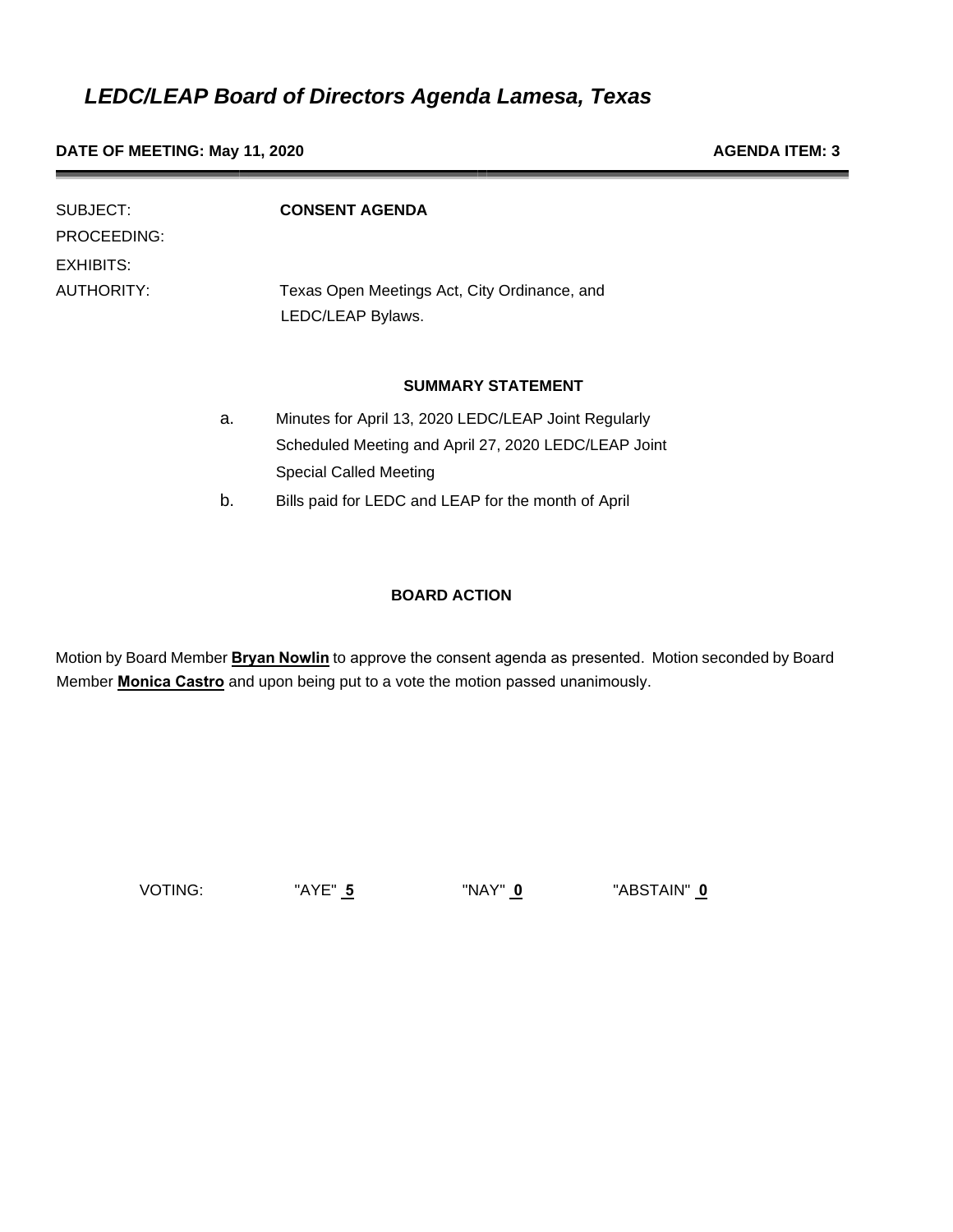# *LEDC/LEAP Board of Directors Agenda Lamesa, Texas*

**DATE OF MEETING: May 11, 2020** **AGENDA ITEM: 3**

SUBJECT: **CONSENT AGENDA**

PROCEEDING:

EXHIBITS:

AUTHORITY: Texas Open Meetings Act, City Ordinance, and LEDC/LEAP Bylaws.

**SUMMARY STATEMENT**

a. Minutes for April 13, 2020 LEDC/LEAP Joint Regularly Scheduled Meeting and April 27, 2020 LEDC/LEAP Joint Special Called Meeting

b. Bills paid for LEDC and LEAP for the month of April

**BOARD ACTION**

Motion by Board Member **Bryan Nowlin** to approve the consent agenda as presented. Motion seconded by Board Member **Monica Castro** and upon being put to a vote the motion passed unanimously.

VOTING: "AYE" **5** "NAY" **0** "ABSTAIN" **0**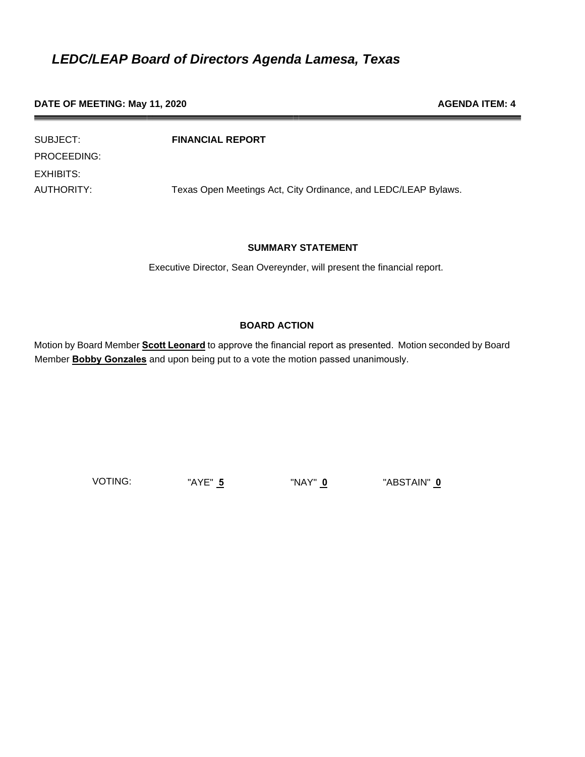# *LEDC/LEAP Board of Directors Agenda Lamesa, Texas*

**DATE OF MEETING: May 11, 2020** **AGENDA ITEM: 4**

---

| | |
|---|---|
| SUBJECT: | **FINANCIAL REPORT** |
| PROCEEDING: | |
| EXHIBITS: | |
| AUTHORITY: | Texas Open Meetings Act, City Ordinance, and LEDC/LEAP Bylaws. |

**SUMMARY STATEMENT**

Executive Director, Sean Overeynder, will present the financial report.

**BOARD ACTION**

Motion by Board Member **Scott Leonard** to approve the financial report as presented. Motion seconded by Board Member **Bobby Gonzales** and upon being put to a vote the motion passed unanimously.

VOTING: "AYE" **5** "NAY" **0** "ABSTAIN" **0**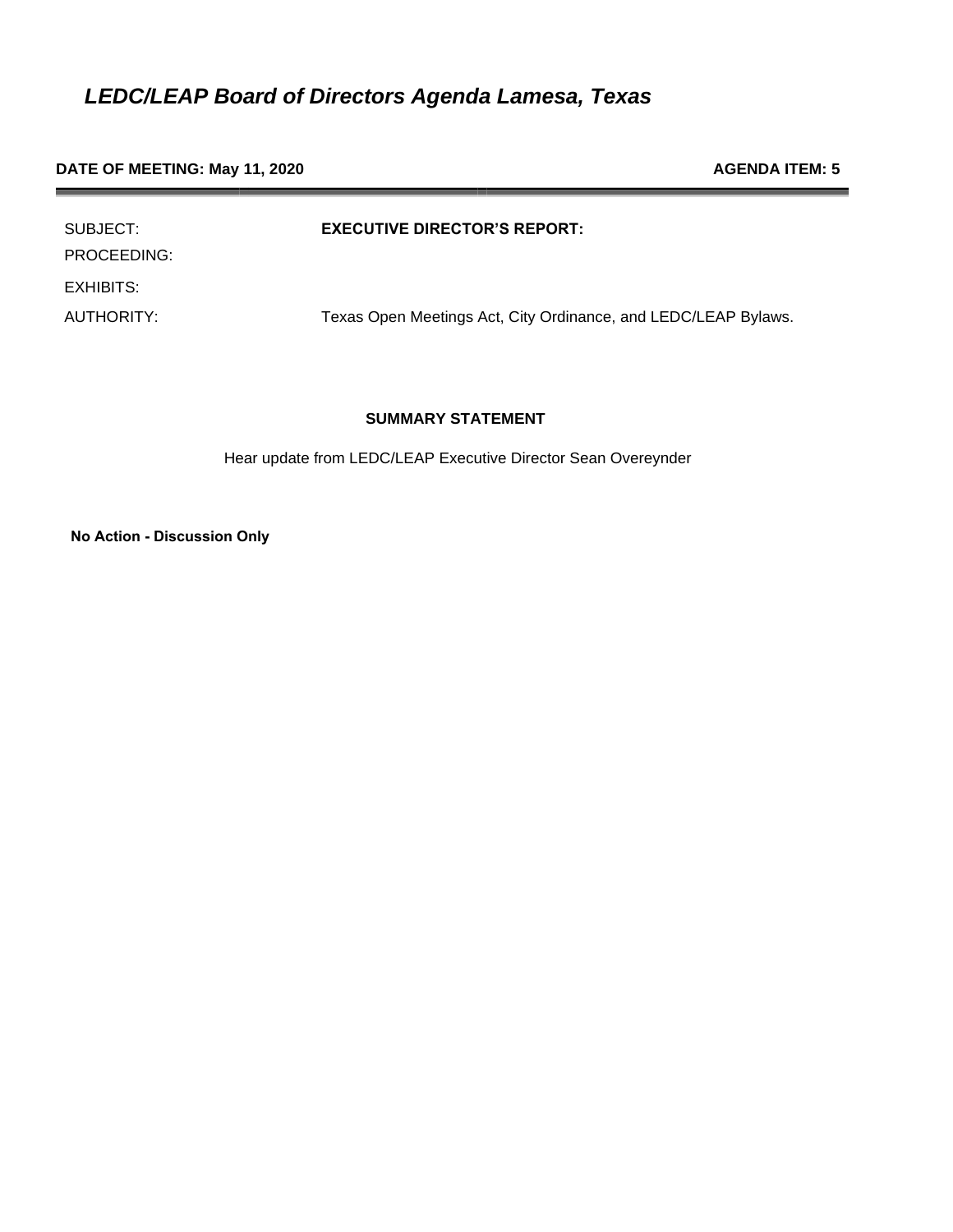# *LEDC/LEAP Board of Directors Agenda Lamesa, Texas*

**DATE OF MEETING: May 11, 2020** **AGENDA ITEM: 5**

---

| | |
|---|---|
| SUBJECT: | **EXECUTIVE DIRECTOR'S REPORT:** |
| PROCEEDING: | |
| EXHIBITS: | |
| AUTHORITY: | Texas Open Meetings Act, City Ordinance, and LEDC/LEAP Bylaws. |

**SUMMARY STATEMENT**

Hear update from LEDC/LEAP Executive Director Sean Overeynder

**No Action - Discussion Only**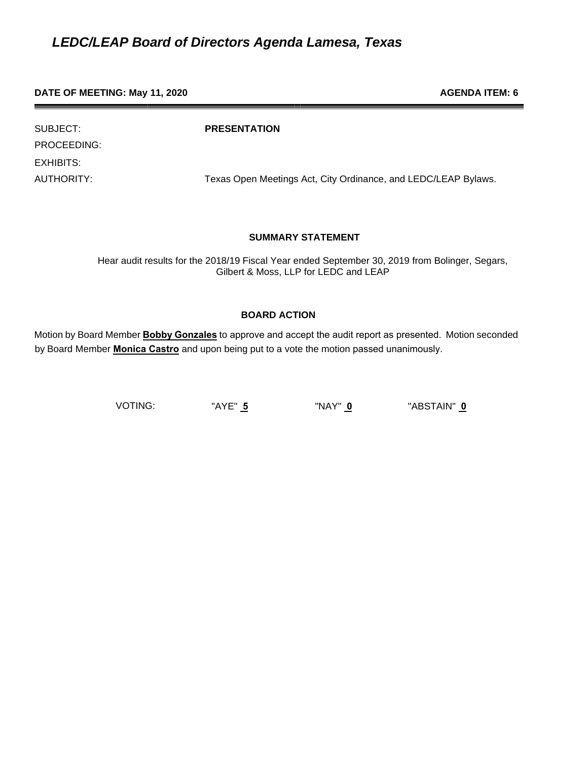# *LEDC/LEAP Board of Directors Agenda Lamesa, Texas*

**DATE OF MEETING: May 11, 2020** **AGENDA ITEM: 6**

| | |
|---|---|
| SUBJECT: | **PRESENTATION** |
| PROCEEDING: | |
| EXHIBITS: | |
| AUTHORITY: | Texas Open Meetings Act, City Ordinance, and LEDC/LEAP Bylaws. |

**SUMMARY STATEMENT**

Hear audit results for the 2018/19 Fiscal Year ended September 30, 2019 from Bolinger, Segars, Gilbert & Moss, LLP for LEDC and LEAP

**BOARD ACTION**

Motion by Board Member **Bobby Gonzales** to approve and accept the audit report as presented. Motion seconded by Board Member **Monica Castro** and upon being put to a vote the motion passed unanimously.

VOTING: "AYE" **5** "NAY" **0** "ABSTAIN" **0**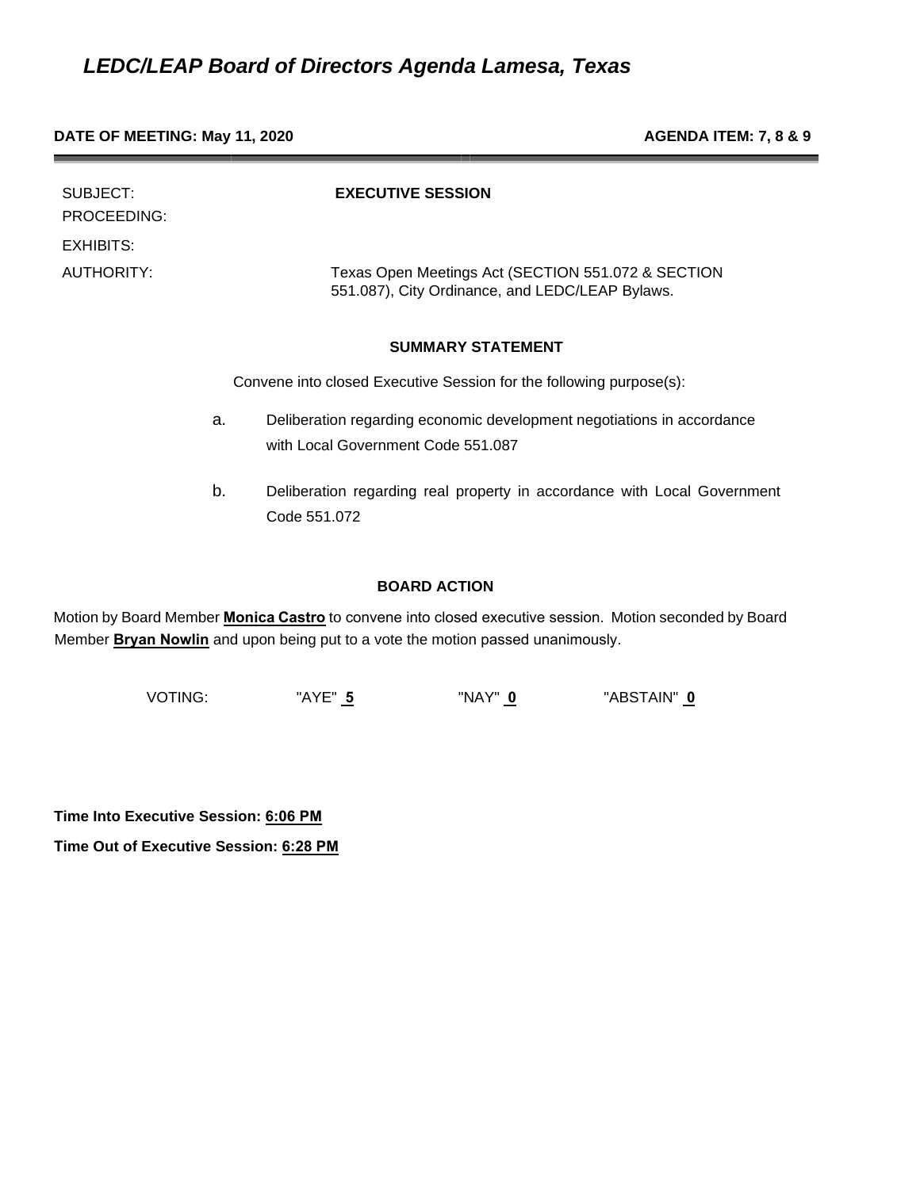# *LEDC/LEAP Board of Directors Agenda Lamesa, Texas*

**DATE OF MEETING: May 11, 2020** **AGENDA ITEM: 7, 8 & 9**

SUBJECT: **EXECUTIVE SESSION**

PROCEEDING:

EXHIBITS:

AUTHORITY: Texas Open Meetings Act (SECTION 551.072 & SECTION 551.087), City Ordinance, and LEDC/LEAP Bylaws.

**SUMMARY STATEMENT**

Convene into closed Executive Session for the following purpose(s):

a. Deliberation regarding economic development negotiations in accordance with Local Government Code 551.087

b. Deliberation regarding real property in accordance with Local Government Code 551.072

**BOARD ACTION**

Motion by Board Member **Monica Castro** to convene into closed executive session. Motion seconded by Board Member **Bryan Nowlin** and upon being put to a vote the motion passed unanimously.

VOTING: "AYE" **5** "NAY" **0** "ABSTAIN" **0**

**Time Into Executive Session: 6:06 PM**

**Time Out of Executive Session: 6:28 PM**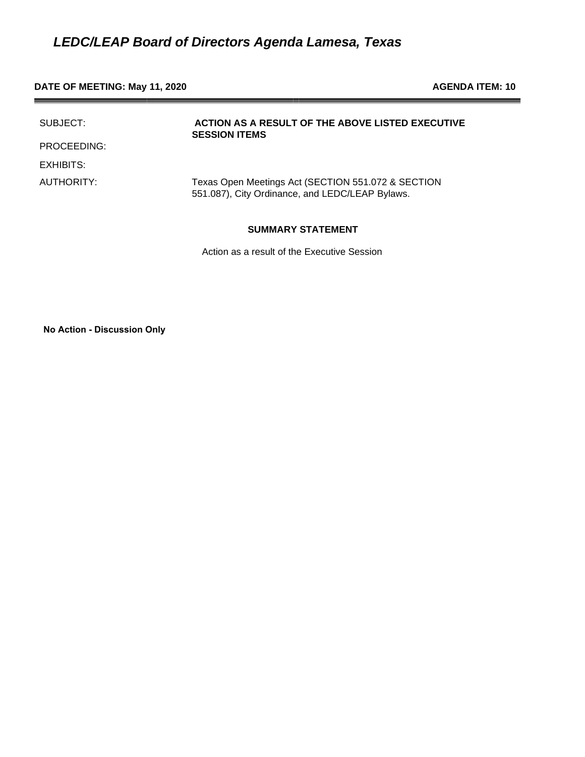# *LEDC/LEAP Board of Directors Agenda Lamesa, Texas*

**DATE OF MEETING: May 11, 2020** **AGENDA ITEM: 10**

---

| | |
|---|---|
| SUBJECT: | **ACTION AS A RESULT OF THE ABOVE LISTED EXECUTIVE SESSION ITEMS** |
| PROCEEDING: | |
| EXHIBITS: | |
| AUTHORITY: | Texas Open Meetings Act (SECTION 551.072 & SECTION 551.087), City Ordinance, and LEDC/LEAP Bylaws. |

**SUMMARY STATEMENT**

Action as a result of the Executive Session

**No Action - Discussion Only**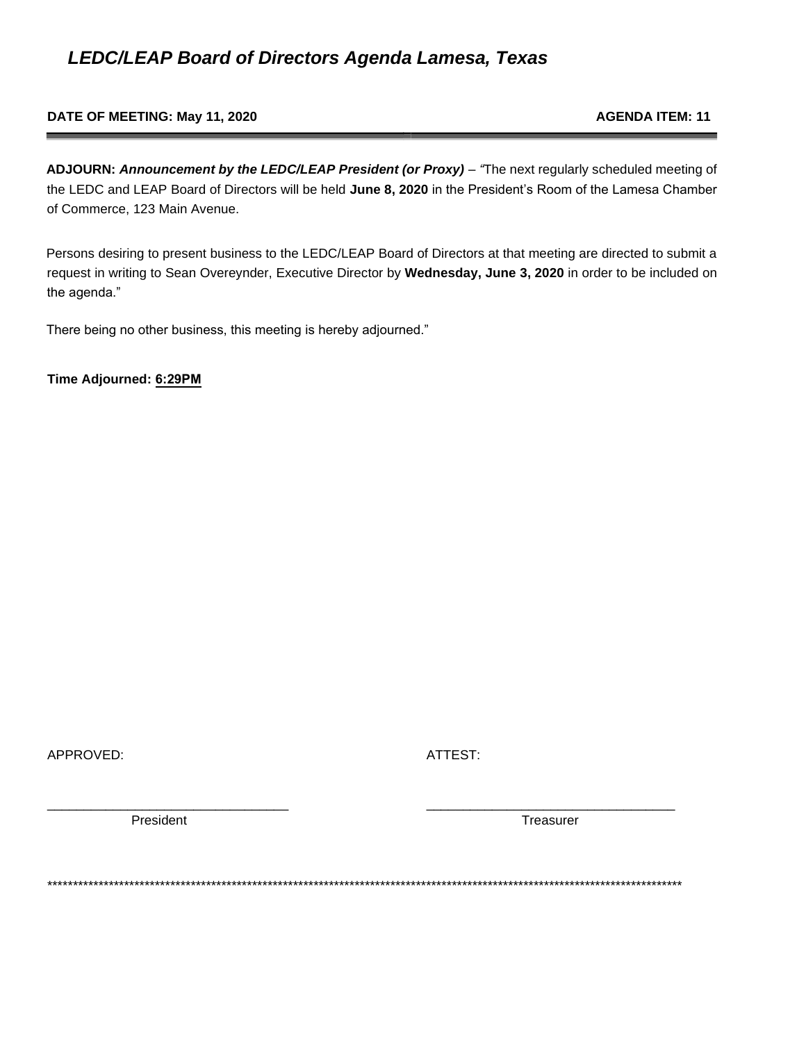# *LEDC/LEAP Board of Directors Agenda Lamesa, Texas*

**DATE OF MEETING: May 11, 2020** **AGENDA ITEM: 11**

---

**ADJOURN:** ***Announcement by the LEDC/LEAP President (or Proxy)*** – *"*The next regularly scheduled meeting of the LEDC and LEAP Board of Directors will be held **June 8, 2020** in the President's Room of the Lamesa Chamber of Commerce, 123 Main Avenue.

Persons desiring to present business to the LEDC/LEAP Board of Directors at that meeting are directed to submit a request in writing to Sean Overeynder, Executive Director by **Wednesday, June 3, 2020** in order to be included on the agenda."

There being no other business, this meeting is hereby adjourned."

**Time Adjourned: 6:29PM**

APPROVED: ATTEST:

_______________________________ _______________________________

President Treasurer

**************************************************************************************************************************************